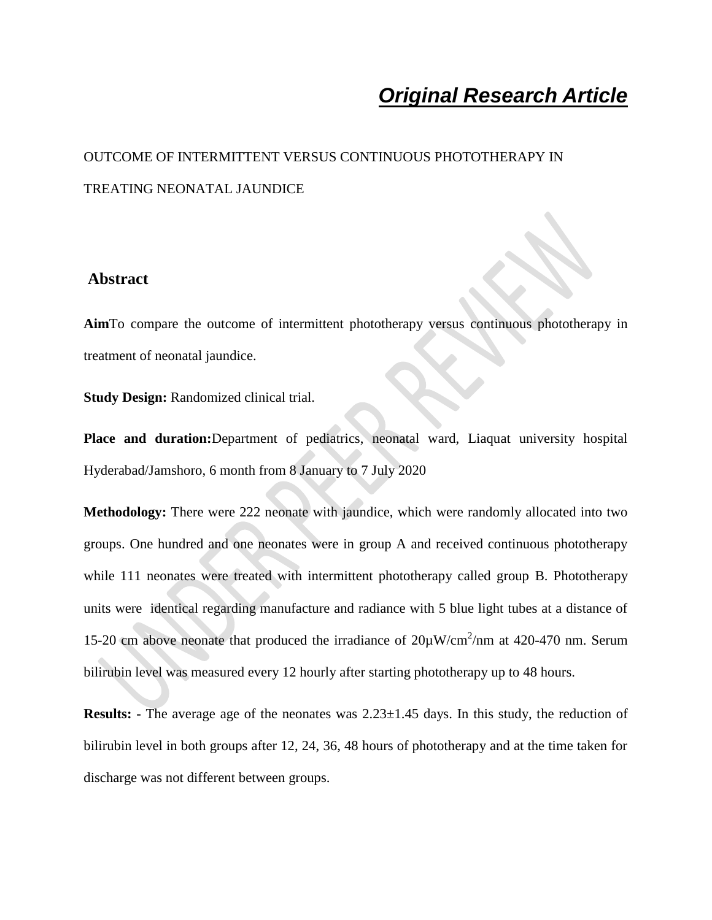*Original Research Article*

# OUTCOME OF INTERMITTENT VERSUS CONTINUOUS PHOTOTHERAPY IN TREATING NEONATAL JAUNDICE

## Abstract

**Aim**To compare the outcome of intermittent phototherapy versus continuous phototherapy in treatment of neonatal jaundice.

**Study Design:** Randomized clinical trial.

**Place and duration:**Department of pediatrics, neonatal ward, Liaquat university hospital Hyderabad/Jamshoro, 6 month from 8 January to 7 July 2020

**Methodology:** There were 222 neonate with jaundice, which were randomly allocated into two groups. One hundred and one neonates were in group A and received continuous phototherapy while 111 neonates were treated with intermittent phototherapy called group B. Phototherapy units were identical regarding manufacture and radiance with 5 blue light tubes at a distance of 15-20 cm above neonate that produced the irradiance of 20μW/cm$^2$/nm at 420-470 nm. Serum bilirubin level was measured every 12 hourly after starting phototherapy up to 48 hours.

**Results: -** The average age of the neonates was 2.23±1.45 days. In this study, the reduction of bilirubin level in both groups after 12, 24, 36, 48 hours of phototherapy and at the time taken for discharge was not different between groups.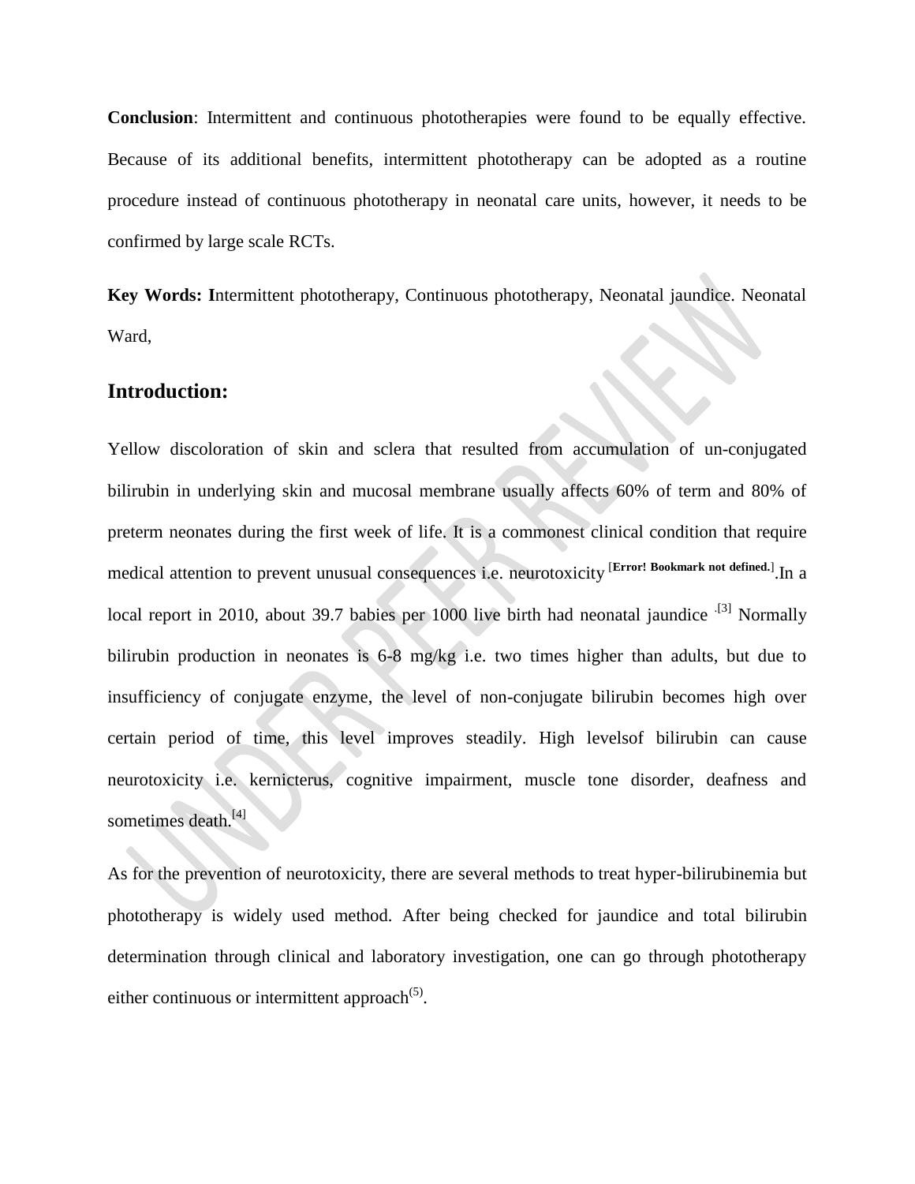**Conclusion**: Intermittent and continuous phototherapies were found to be equally effective. Because of its additional benefits, intermittent phototherapy can be adopted as a routine procedure instead of continuous phototherapy in neonatal care units, however, it needs to be confirmed by large scale RCTs.

**Key Words: I**ntermittent phototherapy, Continuous phototherapy, Neonatal jaundice. Neonatal Ward,

## Introduction:

Yellow discoloration of skin and sclera that resulted from accumulation of un-conjugated bilirubin in underlying skin and mucosal membrane usually affects 60% of term and 80% of preterm neonates during the first week of life. It is a commonest clinical condition that require medical attention to prevent unusual consequences i.e. neurotoxicity [**Error! Bookmark not defined.**].In a local report in 2010, about 39.7 babies per 1000 live birth had neonatal jaundice .[3] Normally bilirubin production in neonates is 6-8 mg/kg i.e. two times higher than adults, but due to insufficiency of conjugate enzyme, the level of non-conjugate bilirubin becomes high over certain period of time, this level improves steadily. High levelsof bilirubin can cause neurotoxicity i.e. kernicterus, cognitive impairment, muscle tone disorder, deafness and sometimes death.[4]

As for the prevention of neurotoxicity, there are several methods to treat hyper-bilirubinemia but phototherapy is widely used method. After being checked for jaundice and total bilirubin determination through clinical and laboratory investigation, one can go through phototherapy either continuous or intermittent approach(5).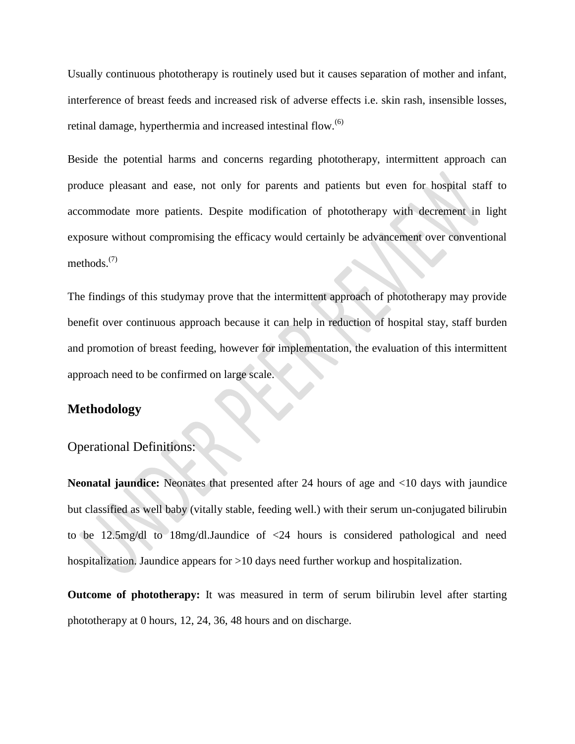Usually continuous phototherapy is routinely used but it causes separation of mother and infant, interference of breast feeds and increased risk of adverse effects i.e. skin rash, insensible losses, retinal damage, hyperthermia and increased intestinal flow.[6]

Beside the potential harms and concerns regarding phototherapy, intermittent approach can produce pleasant and ease, not only for parents and patients but even for hospital staff to accommodate more patients. Despite modification of phototherapy with decrement in light exposure without compromising the efficacy would certainly be advancement over conventional methods.[7]

The findings of this studymay prove that the intermittent approach of phototherapy may provide benefit over continuous approach because it can help in reduction of hospital stay, staff burden and promotion of breast feeding, however for implementation, the evaluation of this intermittent approach need to be confirmed on large scale.

## Methodology

### Operational Definitions:

**Neonatal jaundice:** Neonates that presented after 24 hours of age and <10 days with jaundice but classified as well baby (vitally stable, feeding well.) with their serum un-conjugated bilirubin to be 12.5mg/dl to 18mg/dl.Jaundice of <24 hours is considered pathological and need hospitalization. Jaundice appears for >10 days need further workup and hospitalization.

**Outcome of phototherapy:** It was measured in term of serum bilirubin level after starting phototherapy at 0 hours, 12, 24, 36, 48 hours and on discharge.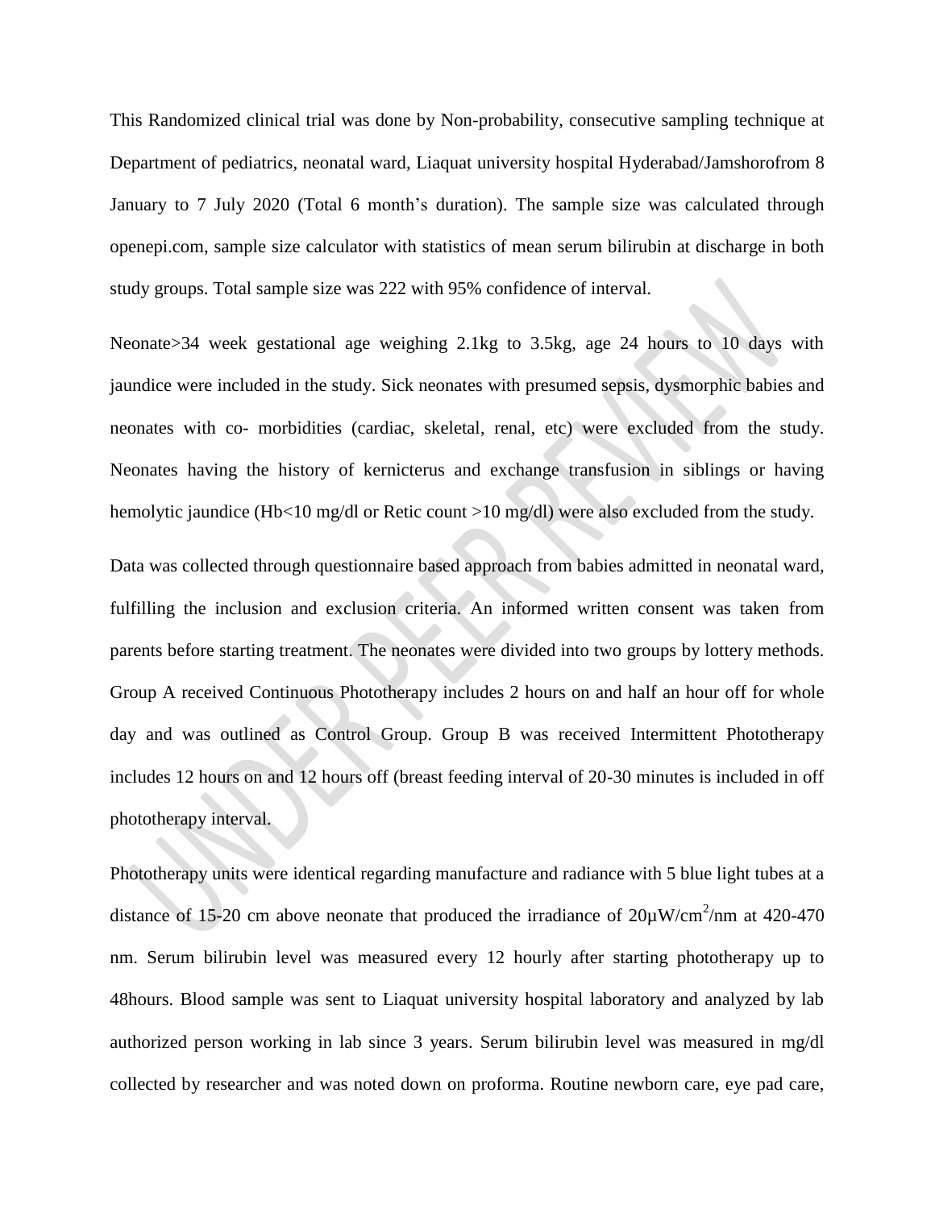This Randomized clinical trial was done by Non-probability, consecutive sampling technique at Department of pediatrics, neonatal ward, Liaquat university hospital Hyderabad/Jamshorofrom 8 January to 7 July 2020 (Total 6 month's duration). The sample size was calculated through openepi.com, sample size calculator with statistics of mean serum bilirubin at discharge in both study groups. Total sample size was 222 with 95% confidence of interval.

Neonate>34 week gestational age weighing 2.1kg to 3.5kg, age 24 hours to 10 days with jaundice were included in the study. Sick neonates with presumed sepsis, dysmorphic babies and neonates with co- morbidities (cardiac, skeletal, renal, etc) were excluded from the study. Neonates having the history of kernicterus and exchange transfusion in siblings or having hemolytic jaundice (Hb<10 mg/dl or Retic count >10 mg/dl) were also excluded from the study.

Data was collected through questionnaire based approach from babies admitted in neonatal ward, fulfilling the inclusion and exclusion criteria. An informed written consent was taken from parents before starting treatment. The neonates were divided into two groups by lottery methods. Group A received Continuous Phototherapy includes 2 hours on and half an hour off for whole day and was outlined as Control Group. Group B was received Intermittent Phototherapy includes 12 hours on and 12 hours off (breast feeding interval of 20-30 minutes is included in off phototherapy interval.

Phototherapy units were identical regarding manufacture and radiance with 5 blue light tubes at a distance of 15-20 cm above neonate that produced the irradiance of $20\mu W/cm^2/nm$ at 420-470 nm. Serum bilirubin level was measured every 12 hourly after starting phototherapy up to 48hours. Blood sample was sent to Liaquat university hospital laboratory and analyzed by lab authorized person working in lab since 3 years. Serum bilirubin level was measured in mg/dl collected by researcher and was noted down on proforma. Routine newborn care, eye pad care,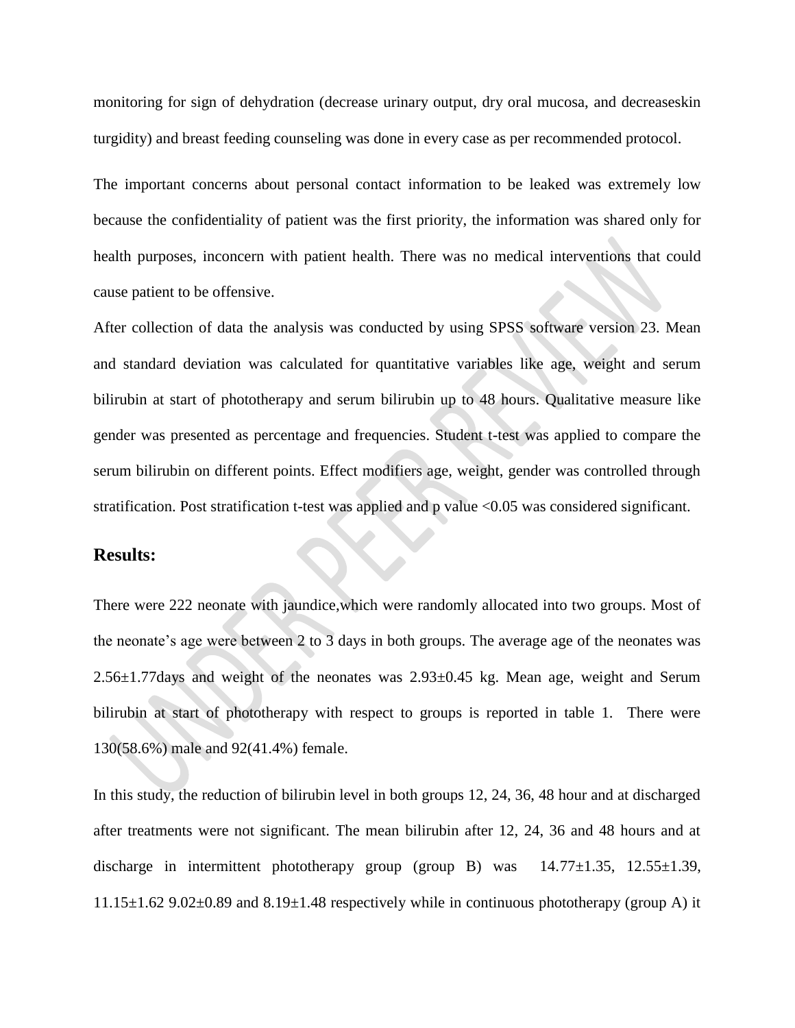monitoring for sign of dehydration (decrease urinary output, dry oral mucosa, and decreaseskin turgidity) and breast feeding counseling was done in every case as per recommended protocol.

The important concerns about personal contact information to be leaked was extremely low because the confidentiality of patient was the first priority, the information was shared only for health purposes, inconcern with patient health. There was no medical interventions that could cause patient to be offensive.

After collection of data the analysis was conducted by using SPSS software version 23. Mean and standard deviation was calculated for quantitative variables like age, weight and serum bilirubin at start of phototherapy and serum bilirubin up to 48 hours. Qualitative measure like gender was presented as percentage and frequencies. Student t-test was applied to compare the serum bilirubin on different points. Effect modifiers age, weight, gender was controlled through stratification. Post stratification t-test was applied and p value <0.05 was considered significant.

## Results:

There were 222 neonate with jaundice,which were randomly allocated into two groups. Most of the neonate's age were between 2 to 3 days in both groups. The average age of the neonates was 2.56±1.77days and weight of the neonates was 2.93±0.45 kg. Mean age, weight and Serum bilirubin at start of phototherapy with respect to groups is reported in table 1. There were 130(58.6%) male and 92(41.4%) female.

In this study, the reduction of bilirubin level in both groups 12, 24, 36, 48 hour and at discharged after treatments were not significant. The mean bilirubin after 12, 24, 36 and 48 hours and at discharge in intermittent phototherapy group (group B) was 14.77±1.35, 12.55±1.39, 11.15±1.62 9.02±0.89 and 8.19±1.48 respectively while in continuous phototherapy (group A) it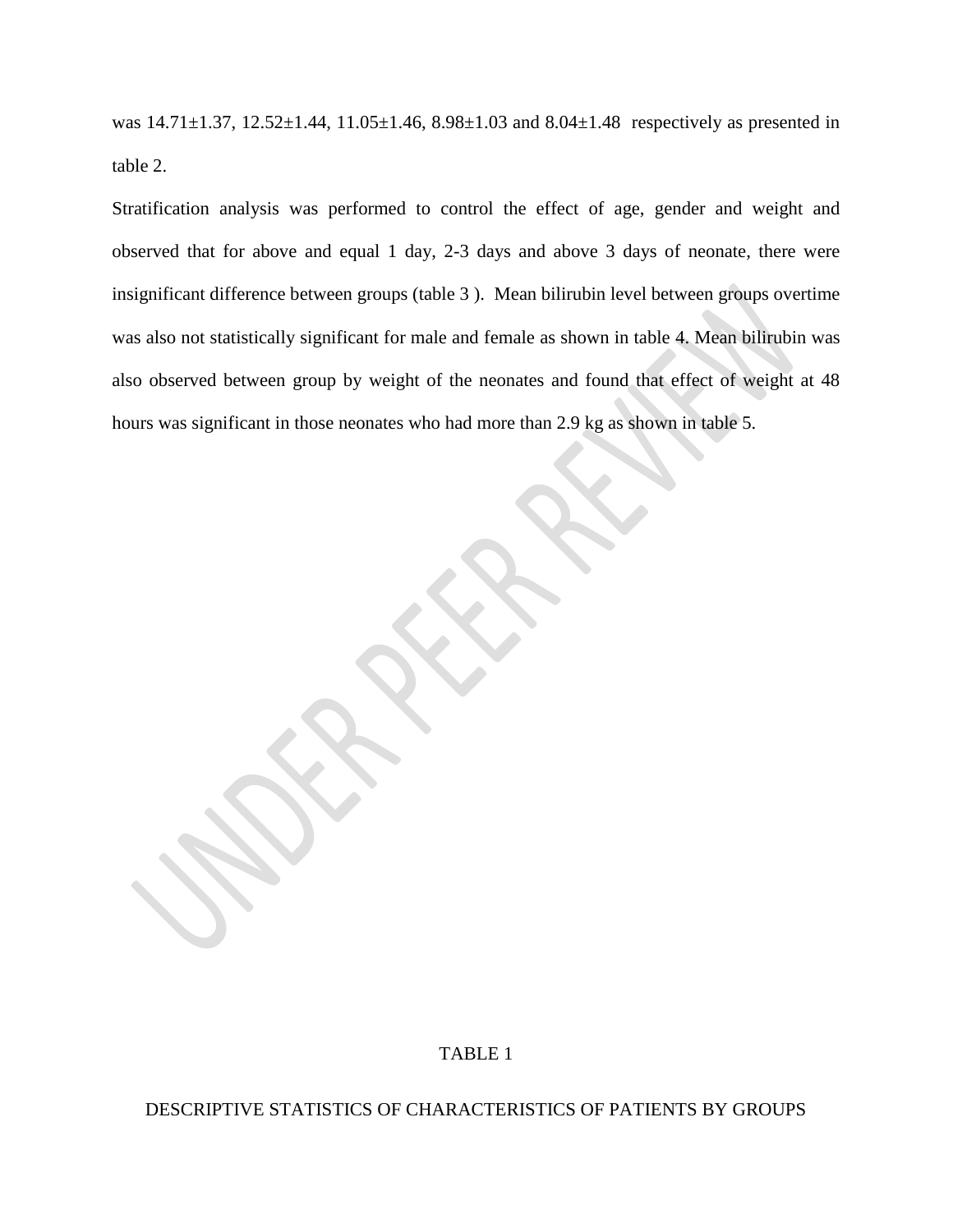was 14.71±1.37, 12.52±1.44, 11.05±1.46, 8.98±1.03 and 8.04±1.48 respectively as presented in table 2.

Stratification analysis was performed to control the effect of age, gender and weight and observed that for above and equal 1 day, 2-3 days and above 3 days of neonate, there were insignificant difference between groups (table 3 ). Mean bilirubin level between groups overtime was also not statistically significant for male and female as shown in table 4. Mean bilirubin was also observed between group by weight of the neonates and found that effect of weight at 48 hours was significant in those neonates who had more than 2.9 kg as shown in table 5.

TABLE 1

DESCRIPTIVE STATISTICS OF CHARACTERISTICS OF PATIENTS BY GROUPS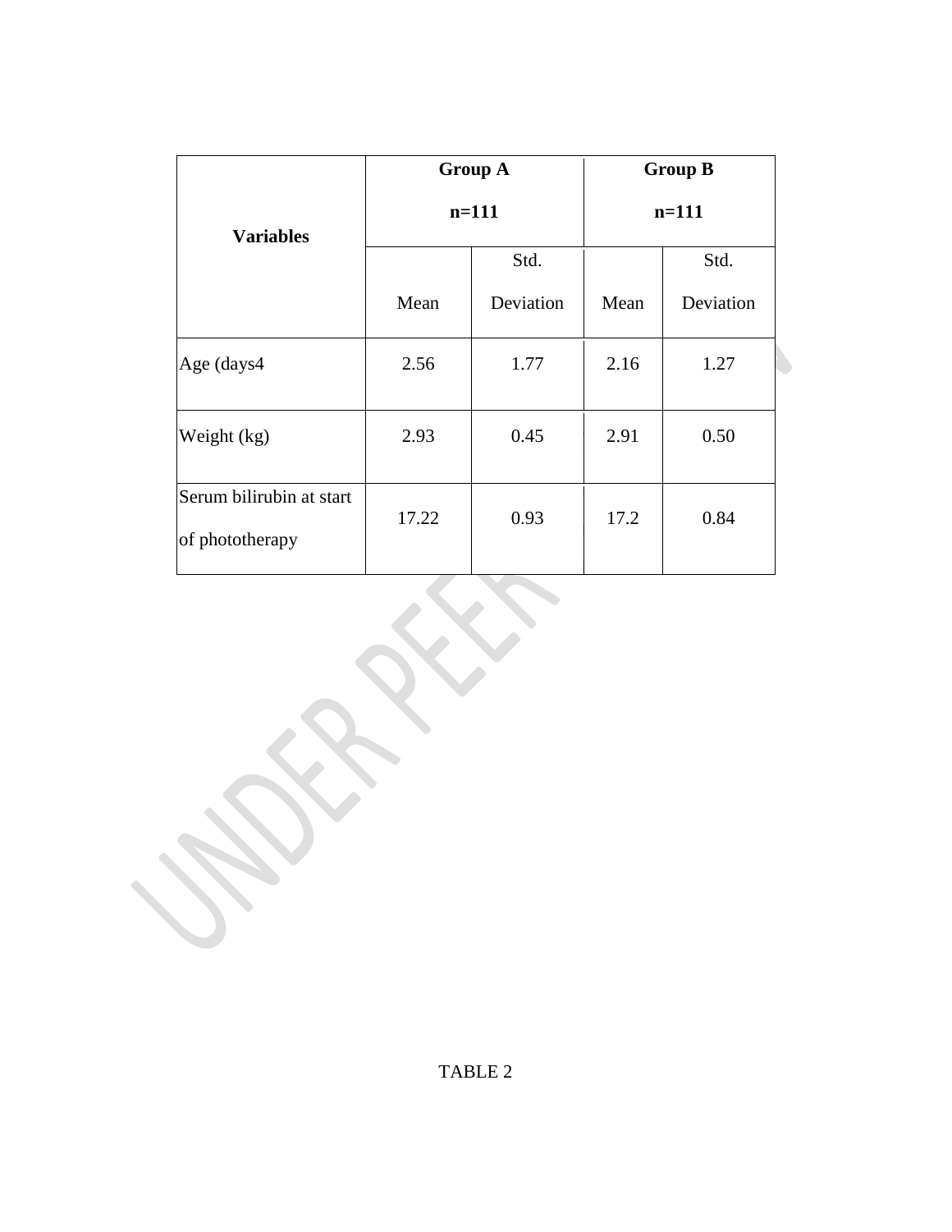| Variables | Group A n=111 | | Group B n=111 | |
|---|---|---|---|---|
| | Mean | Std. Deviation | Mean | Std. Deviation |
| Age (days4 | 2.56 | 1.77 | 2.16 | 1.27 |
| Weight (kg) | 2.93 | 0.45 | 2.91 | 0.50 |
| Serum bilirubin at start of phototherapy | 17.22 | 0.93 | 17.2 | 0.84 |

TABLE 2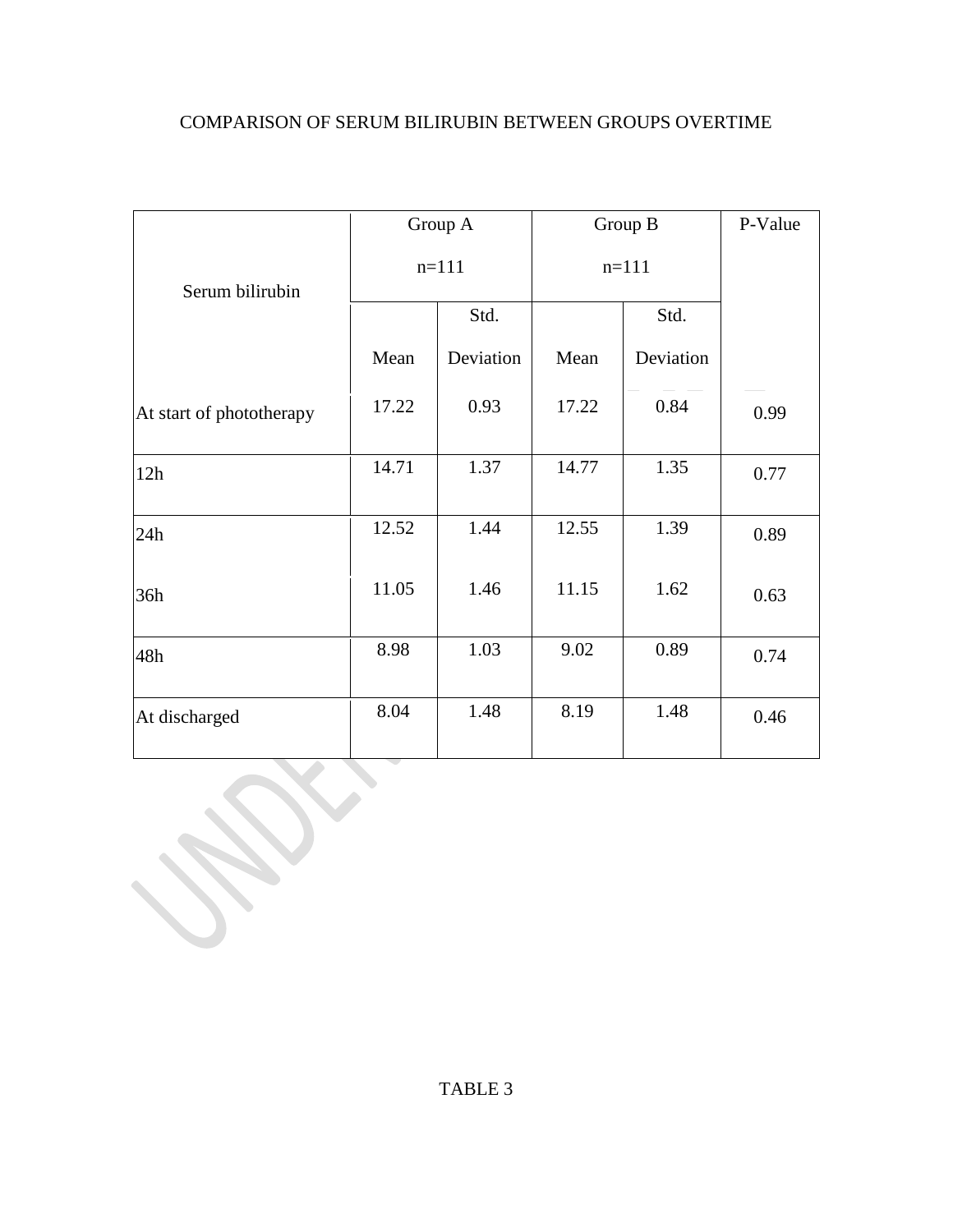COMPARISON OF SERUM BILIRUBIN BETWEEN GROUPS OVERTIME

| Serum bilirubin | Group A n=111 | | Group B n=111 | | P-Value |
|---|---|---|---|---|---|
| | Mean | Std. Deviation | Mean | Std. Deviation | |
| At start of phototherapy | 17.22 | 0.93 | 17.22 | 0.84 | 0.99 |
| 12h | 14.71 | 1.37 | 14.77 | 1.35 | 0.77 |
| 24h | 12.52 | 1.44 | 12.55 | 1.39 | 0.89 |
| 36h | 11.05 | 1.46 | 11.15 | 1.62 | 0.63 |
| 48h | 8.98 | 1.03 | 9.02 | 0.89 | 0.74 |
| At discharged | 8.04 | 1.48 | 8.19 | 1.48 | 0.46 |

TABLE 3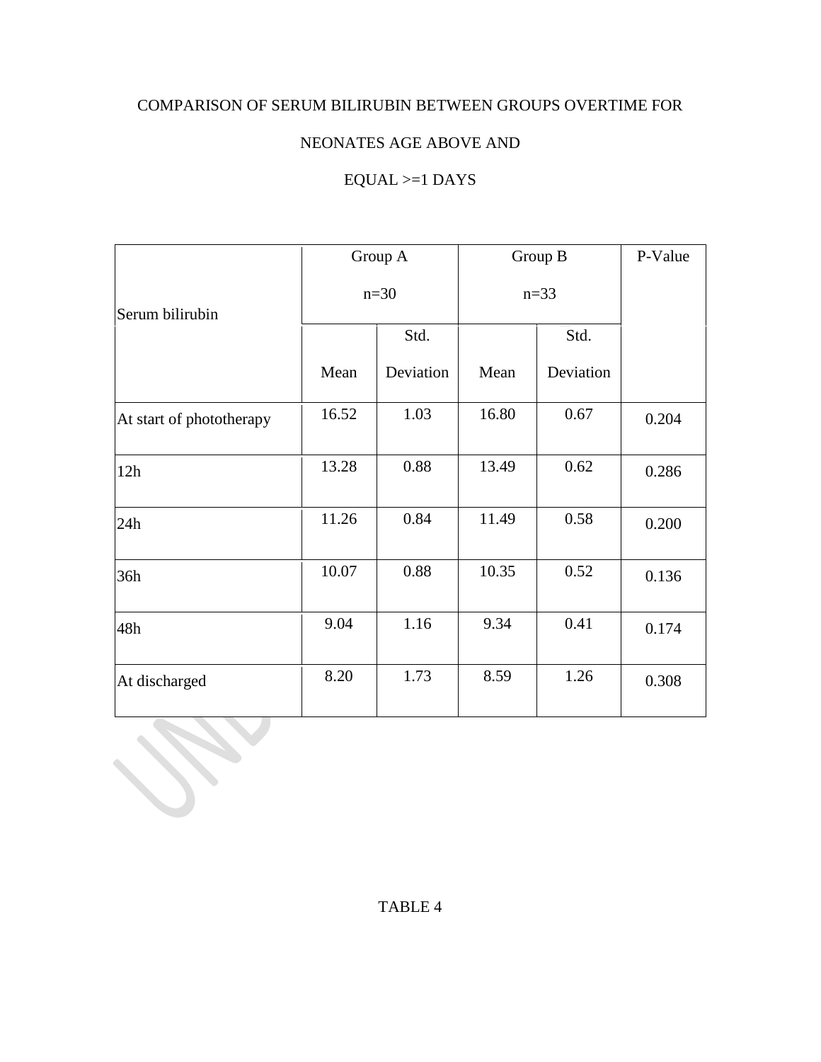COMPARISON OF SERUM BILIRUBIN BETWEEN GROUPS OVERTIME FOR

NEONATES AGE ABOVE AND

EQUAL >=1 DAYS

| Serum bilirubin | Group A n=30 | | Group B n=33 | | P-Value |
|---|---|---|---|---|---|
| | Mean | Std. Deviation | Mean | Std. Deviation | |
| At start of phototherapy | 16.52 | 1.03 | 16.80 | 0.67 | 0.204 |
| 12h | 13.28 | 0.88 | 13.49 | 0.62 | 0.286 |
| 24h | 11.26 | 0.84 | 11.49 | 0.58 | 0.200 |
| 36h | 10.07 | 0.88 | 10.35 | 0.52 | 0.136 |
| 48h | 9.04 | 1.16 | 9.34 | 0.41 | 0.174 |
| At discharged | 8.20 | 1.73 | 8.59 | 1.26 | 0.308 |

TABLE 4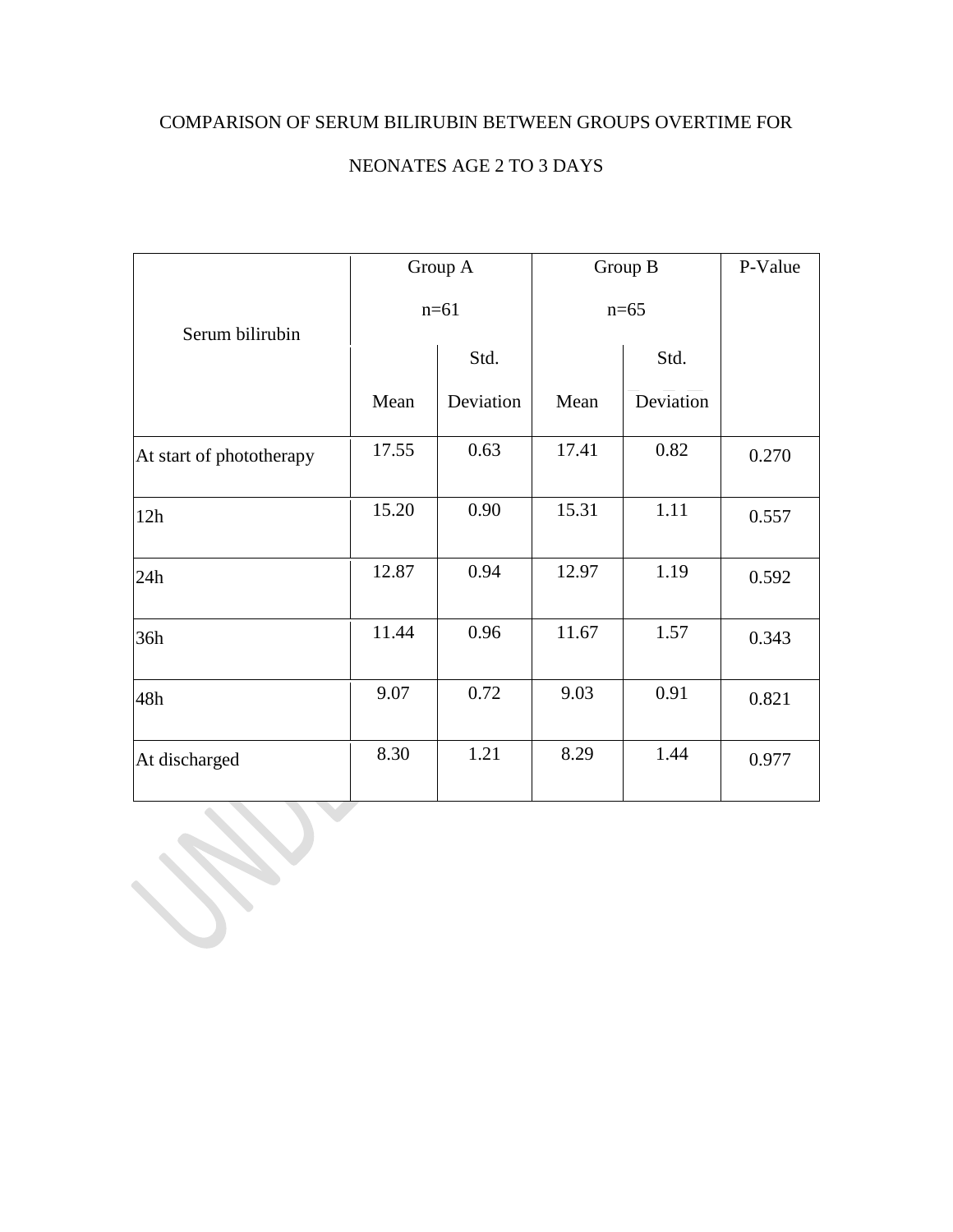COMPARISON OF SERUM BILIRUBIN BETWEEN GROUPS OVERTIME FOR NEONATES AGE 2 TO 3 DAYS

| Serum bilirubin | Group A n=61 | | Group B n=65 | | P-Value |
|---|---|---|---|---|---|
| | Mean | Std. Deviation | Mean | Std. Deviation | |
| At start of phototherapy | 17.55 | 0.63 | 17.41 | 0.82 | 0.270 |
| 12h | 15.20 | 0.90 | 15.31 | 1.11 | 0.557 |
| 24h | 12.87 | 0.94 | 12.97 | 1.19 | 0.592 |
| 36h | 11.44 | 0.96 | 11.67 | 1.57 | 0.343 |
| 48h | 9.07 | 0.72 | 9.03 | 0.91 | 0.821 |
| At discharged | 8.30 | 1.21 | 8.29 | 1.44 | 0.977 |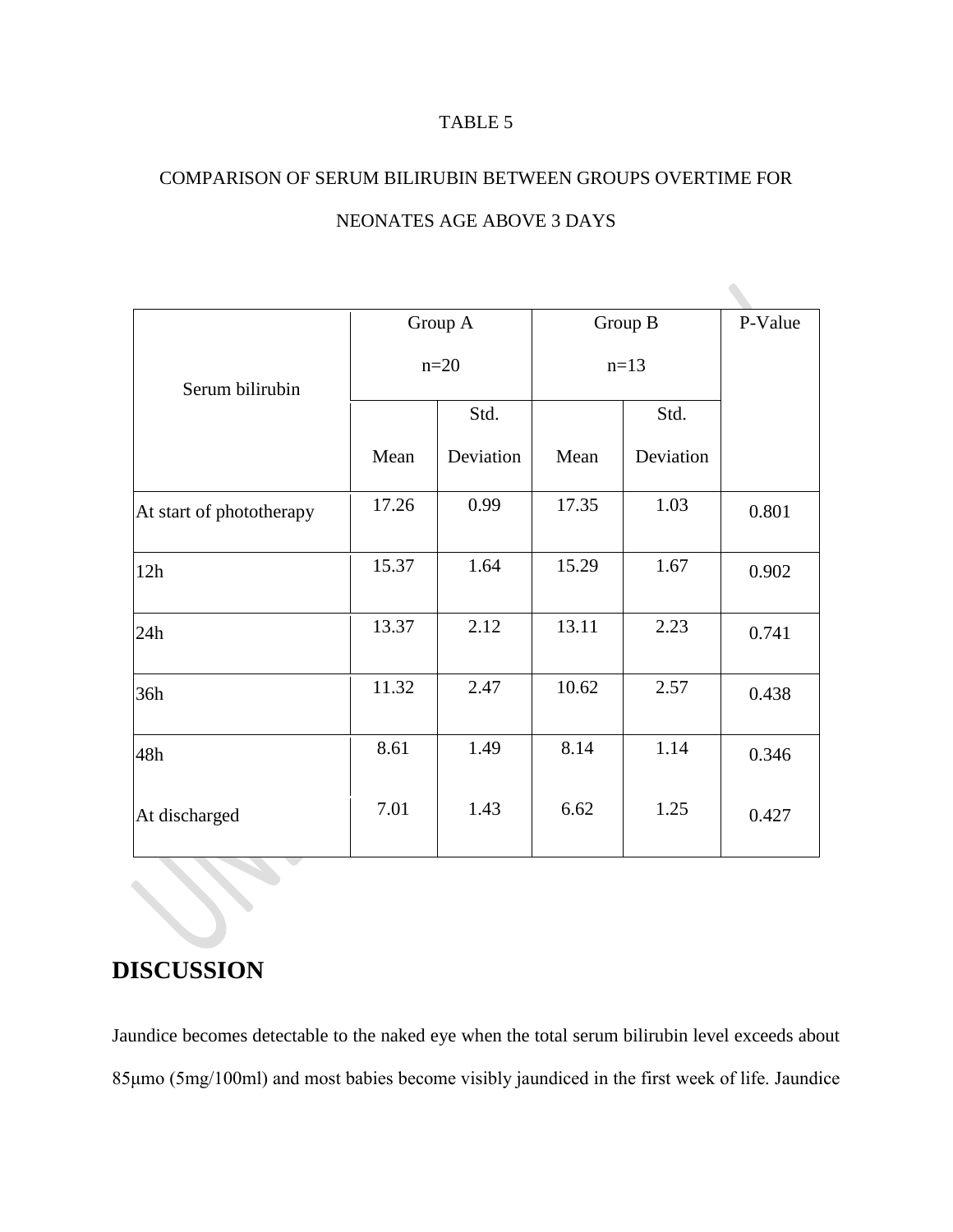TABLE 5

COMPARISON OF SERUM BILIRUBIN BETWEEN GROUPS OVERTIME FOR NEONATES AGE ABOVE 3 DAYS

| Serum bilirubin | Group A n=20 | | Group B n=13 | | P-Value |
|---|---|---|---|---|---|
| | Mean | Std. Deviation | Mean | Std. Deviation | |
| At start of phototherapy | 17.26 | 0.99 | 17.35 | 1.03 | 0.801 |
| 12h | 15.37 | 1.64 | 15.29 | 1.67 | 0.902 |
| 24h | 13.37 | 2.12 | 13.11 | 2.23 | 0.741 |
| 36h | 11.32 | 2.47 | 10.62 | 2.57 | 0.438 |
| 48h | 8.61 | 1.49 | 8.14 | 1.14 | 0.346 |
| At discharged | 7.01 | 1.43 | 6.62 | 1.25 | 0.427 |

## DISCUSSION

Jaundice becomes detectable to the naked eye when the total serum bilirubin level exceeds about 85μmo (5mg/100ml) and most babies become visibly jaundiced in the first week of life. Jaundice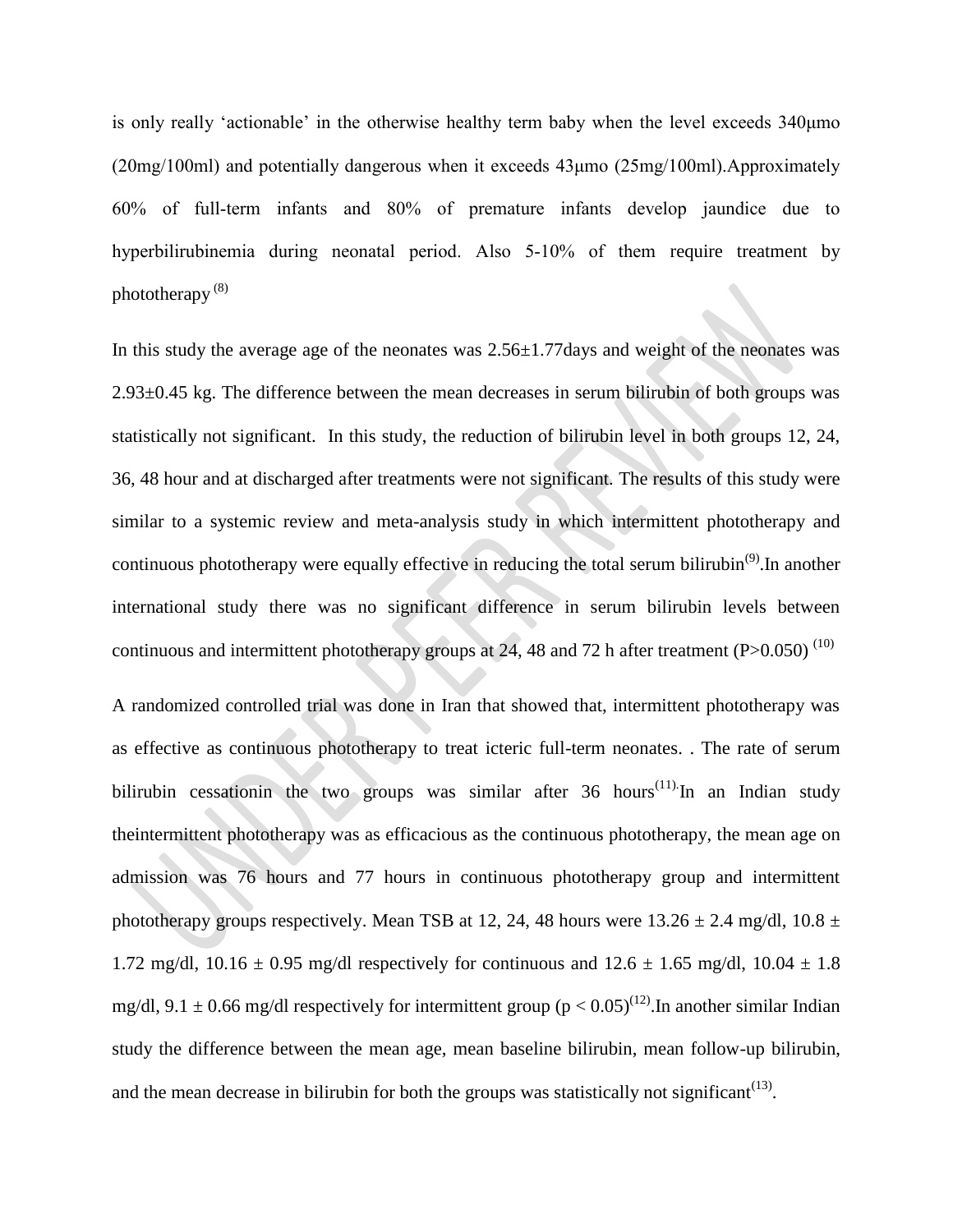is only really 'actionable' in the otherwise healthy term baby when the level exceeds 340μmo (20mg/100ml) and potentially dangerous when it exceeds 43μmo (25mg/100ml).Approximately 60% of full-term infants and 80% of premature infants develop jaundice due to hyperbilirubinemia during neonatal period. Also 5-10% of them require treatment by phototherapy [8]

In this study the average age of the neonates was 2.56±1.77days and weight of the neonates was 2.93±0.45 kg. The difference between the mean decreases in serum bilirubin of both groups was statistically not significant. In this study, the reduction of bilirubin level in both groups 12, 24, 36, 48 hour and at discharged after treatments were not significant. The results of this study were similar to a systemic review and meta-analysis study in which intermittent phototherapy and continuous phototherapy were equally effective in reducing the total serum bilirubin[9].In another international study there was no significant difference in serum bilirubin levels between continuous and intermittent phototherapy groups at 24, 48 and 72 h after treatment ($P>0.050$) [10]

A randomized controlled trial was done in Iran that showed that, intermittent phototherapy was as effective as continuous phototherapy to treat icteric full-term neonates. . The rate of serum bilirubin cessationin the two groups was similar after 36 hours[11].In an Indian study theintermittent phototherapy was as efficacious as the continuous phototherapy, the mean age on admission was 76 hours and 77 hours in continuous phototherapy group and intermittent phototherapy groups respectively. Mean TSB at 12, 24, 48 hours were 13.26 ± 2.4 mg/dl, 10.8 ± 1.72 mg/dl, 10.16 ± 0.95 mg/dl respectively for continuous and 12.6 ± 1.65 mg/dl, 10.04 ± 1.8 mg/dl, 9.1 ± 0.66 mg/dl respectively for intermittent group ($p < 0.05$)[12].In another similar Indian study the difference between the mean age, mean baseline bilirubin, mean follow-up bilirubin, and the mean decrease in bilirubin for both the groups was statistically not significant[13].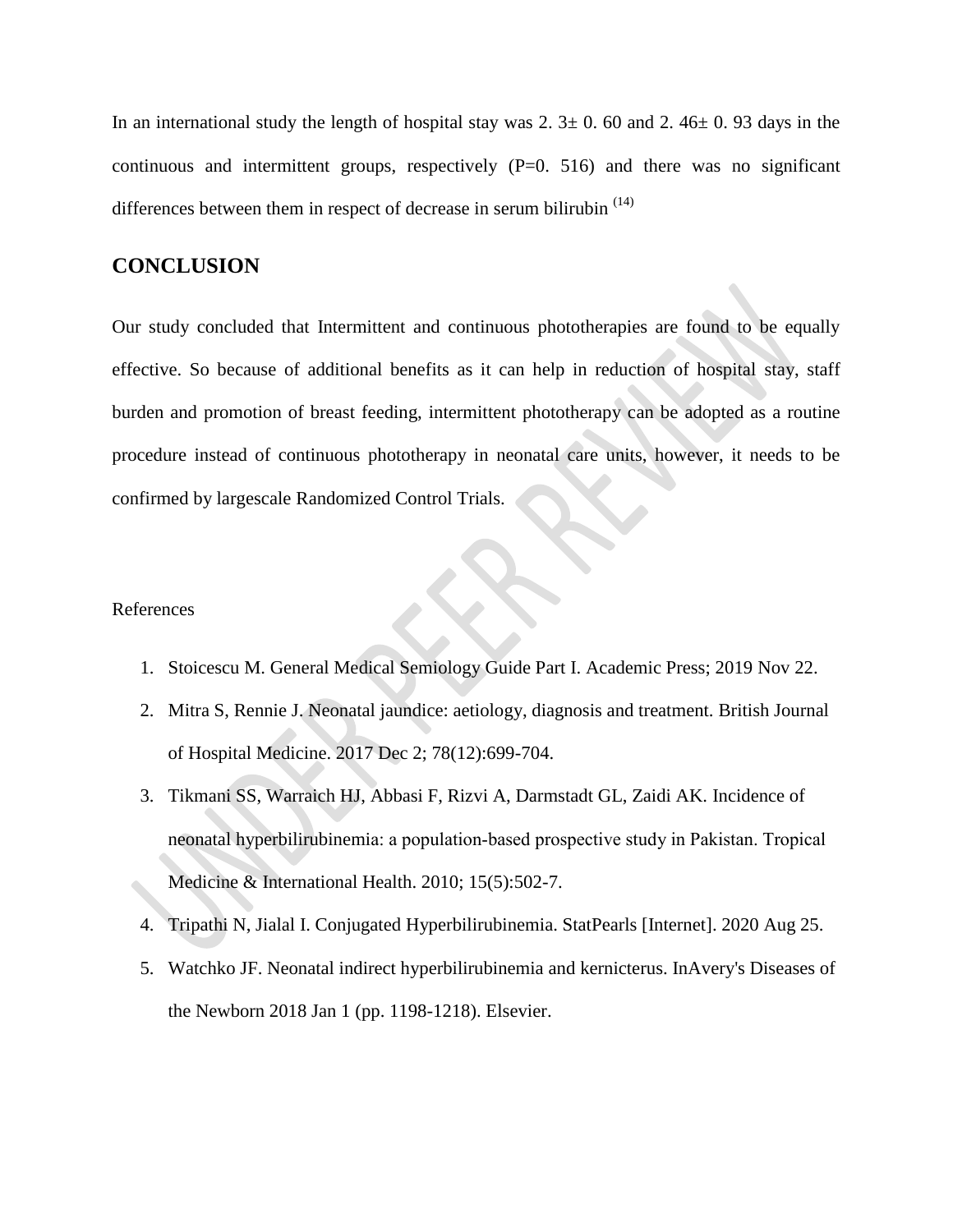In an international study the length of hospital stay was 2. 3± 0. 60 and 2. 46± 0. 93 days in the continuous and intermittent groups, respectively (P=0. 516) and there was no significant differences between them in respect of decrease in serum bilirubin (14)

## CONCLUSION

Our study concluded that Intermittent and continuous phototherapies are found to be equally effective. So because of additional benefits as it can help in reduction of hospital stay, staff burden and promotion of breast feeding, intermittent phototherapy can be adopted as a routine procedure instead of continuous phototherapy in neonatal care units, however, it needs to be confirmed by largescale Randomized Control Trials.

References

1. Stoicescu M. General Medical Semiology Guide Part I. Academic Press; 2019 Nov 22.
2. Mitra S, Rennie J. Neonatal jaundice: aetiology, diagnosis and treatment. British Journal of Hospital Medicine. 2017 Dec 2; 78(12):699-704.
3. Tikmani SS, Warraich HJ, Abbasi F, Rizvi A, Darmstadt GL, Zaidi AK. Incidence of neonatal hyperbilirubinemia: a population-based prospective study in Pakistan. Tropical Medicine & International Health. 2010; 15(5):502-7.
4. Tripathi N, Jialal I. Conjugated Hyperbilirubinemia. StatPearls [Internet]. 2020 Aug 25.
5. Watchko JF. Neonatal indirect hyperbilirubinemia and kernicterus. InAvery's Diseases of the Newborn 2018 Jan 1 (pp. 1198-1218). Elsevier.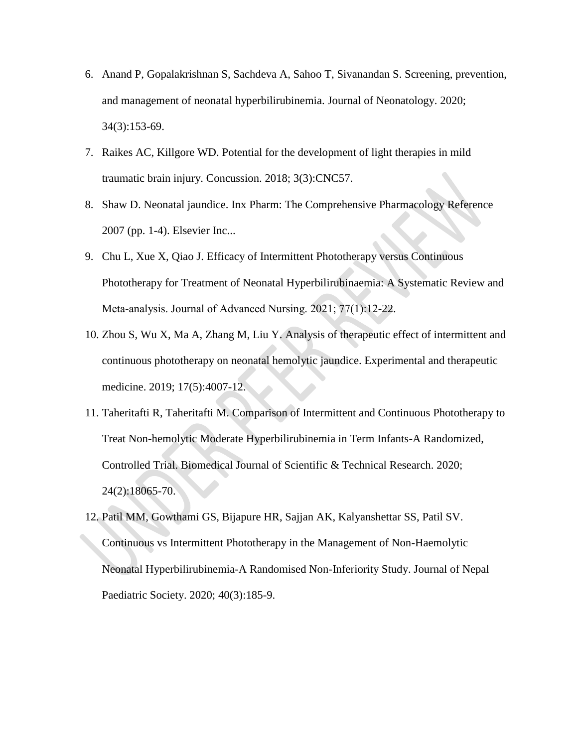6. Anand P, Gopalakrishnan S, Sachdeva A, Sahoo T, Sivanandan S. Screening, prevention, and management of neonatal hyperbilirubinemia. Journal of Neonatology. 2020; 34(3):153-69.
7. Raikes AC, Killgore WD. Potential for the development of light therapies in mild traumatic brain injury. Concussion. 2018; 3(3):CNC57.
8. Shaw D. Neonatal jaundice. Inx Pharm: The Comprehensive Pharmacology Reference 2007 (pp. 1-4). Elsevier Inc...
9. Chu L, Xue X, Qiao J. Efficacy of Intermittent Phototherapy versus Continuous Phototherapy for Treatment of Neonatal Hyperbilirubinaemia: A Systematic Review and Meta-analysis. Journal of Advanced Nursing. 2021; 77(1):12-22.
10. Zhou S, Wu X, Ma A, Zhang M, Liu Y. Analysis of therapeutic effect of intermittent and continuous phototherapy on neonatal hemolytic jaundice. Experimental and therapeutic medicine. 2019; 17(5):4007-12.
11. Taheritafti R, Taheritafti M. Comparison of Intermittent and Continuous Phototherapy to Treat Non-hemolytic Moderate Hyperbilirubinemia in Term Infants-A Randomized, Controlled Trial. Biomedical Journal of Scientific & Technical Research. 2020; 24(2):18065-70.
12. Patil MM, Gowthami GS, Bijapure HR, Sajjan AK, Kalyanshettar SS, Patil SV. Continuous vs Intermittent Phototherapy in the Management of Non-Haemolytic Neonatal Hyperbilirubinemia-A Randomised Non-Inferiority Study. Journal of Nepal Paediatric Society. 2020; 40(3):185-9.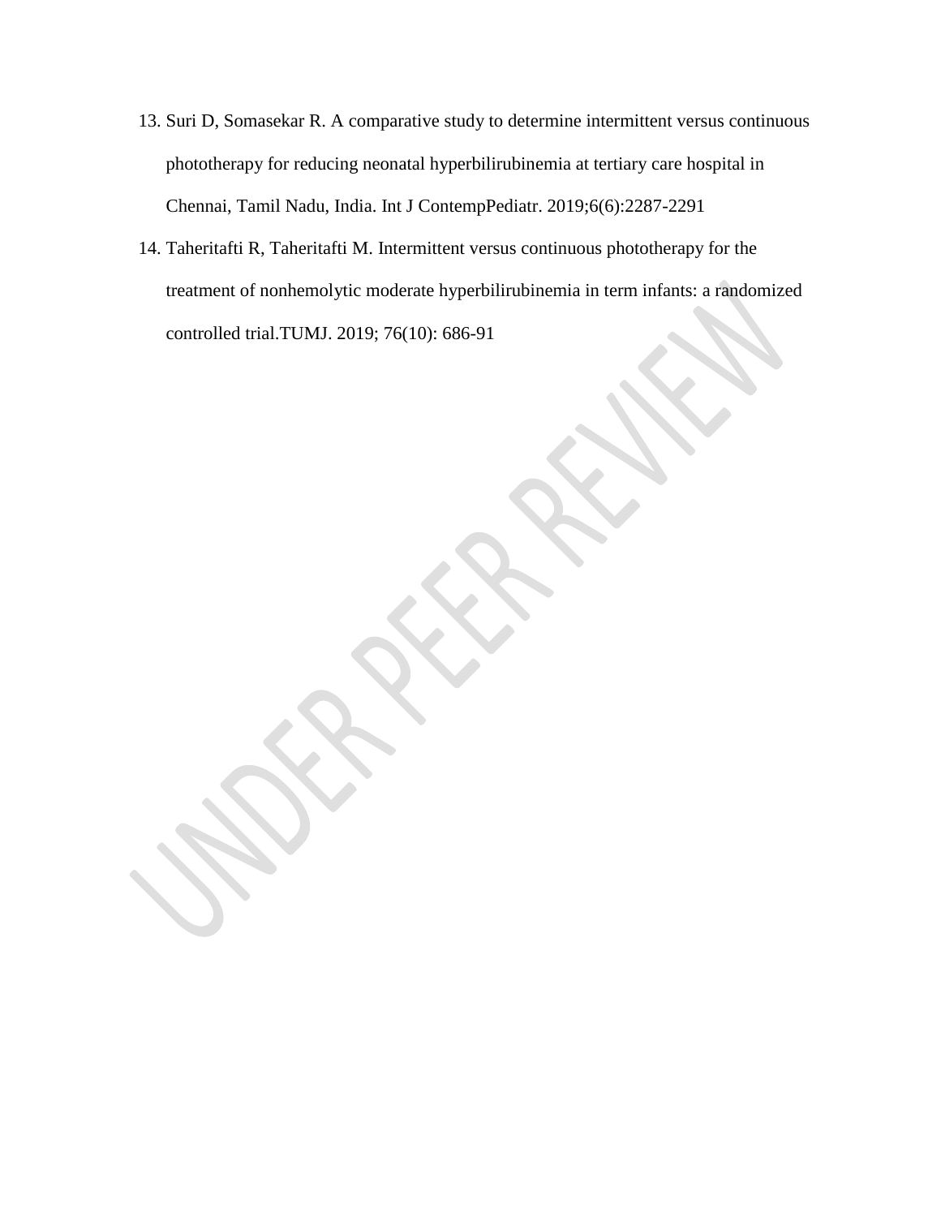13. Suri D, Somasekar R. A comparative study to determine intermittent versus continuous phototherapy for reducing neonatal hyperbilirubinemia at tertiary care hospital in Chennai, Tamil Nadu, India. Int J ContempPediatr. 2019;6(6):2287-2291
14. Taheritafti R, Taheritafti M. Intermittent versus continuous phototherapy for the treatment of nonhemolytic moderate hyperbilirubinemia in term infants: a randomized controlled trial.TUMJ. 2019; 76(10): 686-91